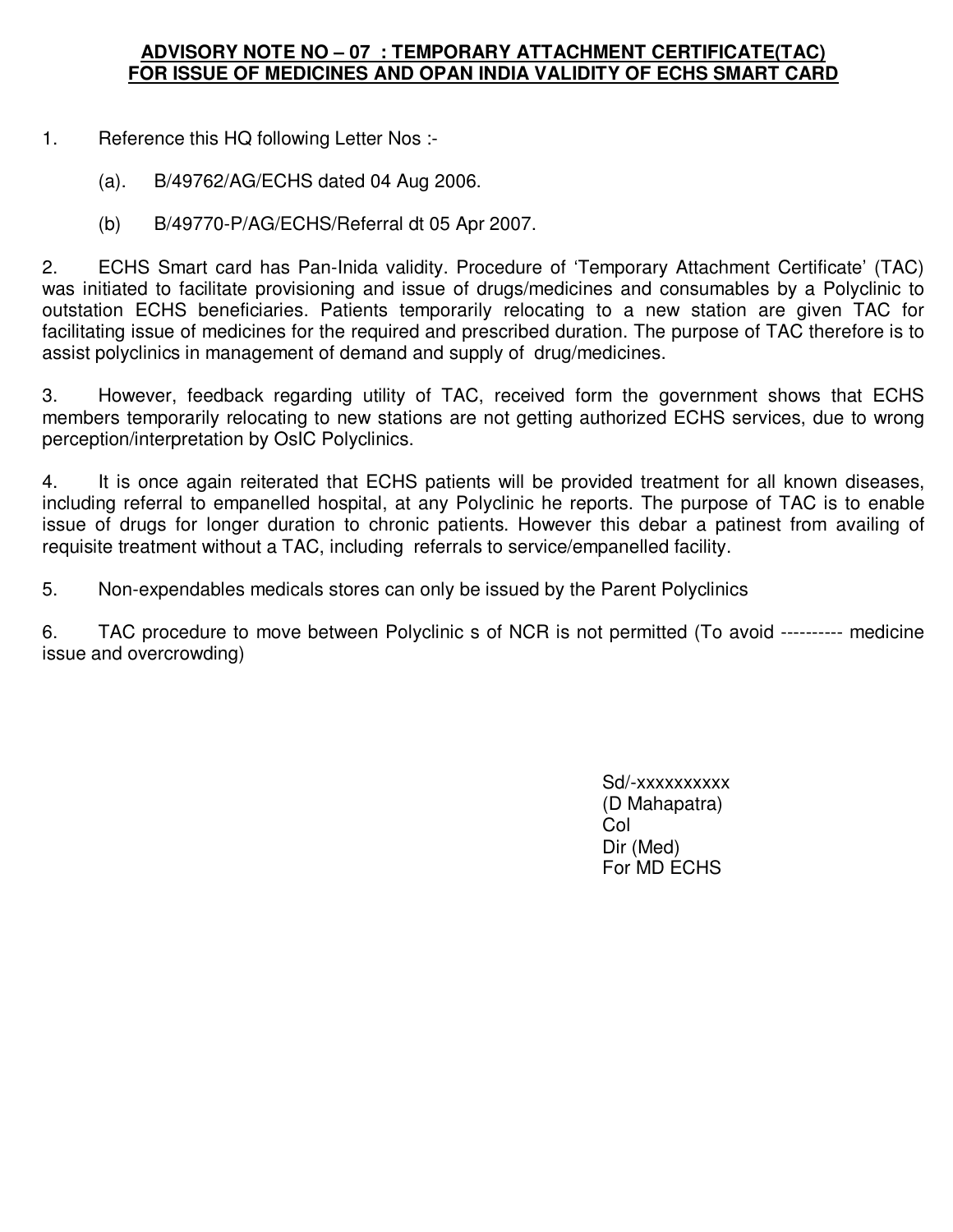**ADVISORY NOTE NO – 07 : TEMPORARY ATTACHMENT CERTIFICATE(TAC) FOR ISSUE OF MEDICINES AND OPAN INDIA VALIDITY OF ECHS SMART CARD**

1. Reference this HQ following Letter Nos :-

   (a). B/49762/AG/ECHS dated 04 Aug 2006.

   (b) B/49770-P/AG/ECHS/Referral dt 05 Apr 2007.

2. ECHS Smart card has Pan-Inida validity. Procedure of 'Temporary Attachment Certificate' (TAC) was initiated to facilitate provisioning and issue of drugs/medicines and consumables by a Polyclinic to outstation ECHS beneficiaries. Patients temporarily relocating to a new station are given TAC for facilitating issue of medicines for the required and prescribed duration. The purpose of TAC therefore is to assist polyclinics in management of demand and supply of drug/medicines.

3. However, feedback regarding utility of TAC, received form the government shows that ECHS members temporarily relocating to new stations are not getting authorized ECHS services, due to wrong perception/interpretation by OsIC Polyclinics.

4. It is once again reiterated that ECHS patients will be provided treatment for all known diseases, including referral to empanelled hospital, at any Polyclinic he reports. The purpose of TAC is to enable issue of drugs for longer duration to chronic patients. However this debar a patinest from availing of requisite treatment without a TAC, including referrals to service/empanelled facility.

5. Non-expendables medicals stores can only be issued by the Parent Polyclinics

6. TAC procedure to move between Polyclinic s of NCR is not permitted (To avoid ---------- medicine issue and overcrowding)

Sd/-xxxxxxxxxx
(D Mahapatra)
Col
Dir (Med)
For MD ECHS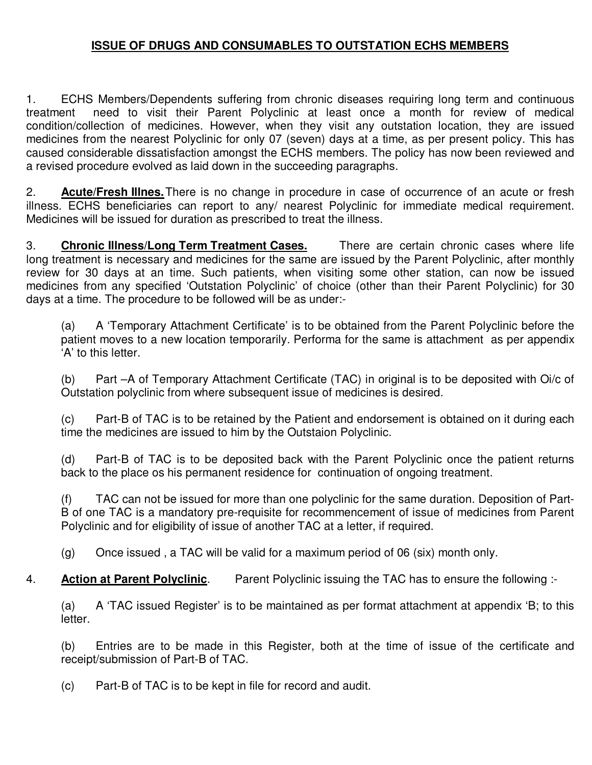## ISSUE OF DRUGS AND CONSUMABLES TO OUTSTATION ECHS MEMBERS

1. ECHS Members/Dependents suffering from chronic diseases requiring long term and continuous treatment need to visit their Parent Polyclinic at least once a month for review of medical condition/collection of medicines. However, when they visit any outstation location, they are issued medicines from the nearest Polyclinic for only 07 (seven) days at a time, as per present policy. This has caused considerable dissatisfaction amongst the ECHS members. The policy has now been reviewed and a revised procedure evolved as laid down in the succeeding paragraphs.

2. **Acute/Fresh Illnes.** There is no change in procedure in case of occurrence of an acute or fresh illness. ECHS beneficiaries can report to any/ nearest Polyclinic for immediate medical requirement. Medicines will be issued for duration as prescribed to treat the illness.

3. **Chronic Illness/Long Term Treatment Cases.** There are certain chronic cases where life long treatment is necessary and medicines for the same are issued by the Parent Polyclinic, after monthly review for 30 days at an time. Such patients, when visiting some other station, can now be issued medicines from any specified 'Outstation Polyclinic' of choice (other than their Parent Polyclinic) for 30 days at a time. The procedure to be followed will be as under:-

   (a) A 'Temporary Attachment Certificate' is to be obtained from the Parent Polyclinic before the patient moves to a new location temporarily. Performa for the same is attachment as per appendix 'A' to this letter.

   (b) Part –A of Temporary Attachment Certificate (TAC) in original is to be deposited with Oi/c of Outstation polyclinic from where subsequent issue of medicines is desired.

   (c) Part-B of TAC is to be retained by the Patient and endorsement is obtained on it during each time the medicines are issued to him by the Outstaion Polyclinic.

   (d) Part-B of TAC is to be deposited back with the Parent Polyclinic once the patient returns back to the place os his permanent residence for continuation of ongoing treatment.

   (f) TAC can not be issued for more than one polyclinic for the same duration. Deposition of Part-B of one TAC is a mandatory pre-requisite for recommencement of issue of medicines from Parent Polyclinic and for eligibility of issue of another TAC at a letter, if required.

   (g) Once issued , a TAC will be valid for a maximum period of 06 (six) month only.

4. **Action at Parent Polyclinic**. Parent Polyclinic issuing the TAC has to ensure the following :-

   (a) A 'TAC issued Register' is to be maintained as per format attachment at appendix 'B; to this letter.

   (b) Entries are to be made in this Register, both at the time of issue of the certificate and receipt/submission of Part-B of TAC.

   (c) Part-B of TAC is to be kept in file for record and audit.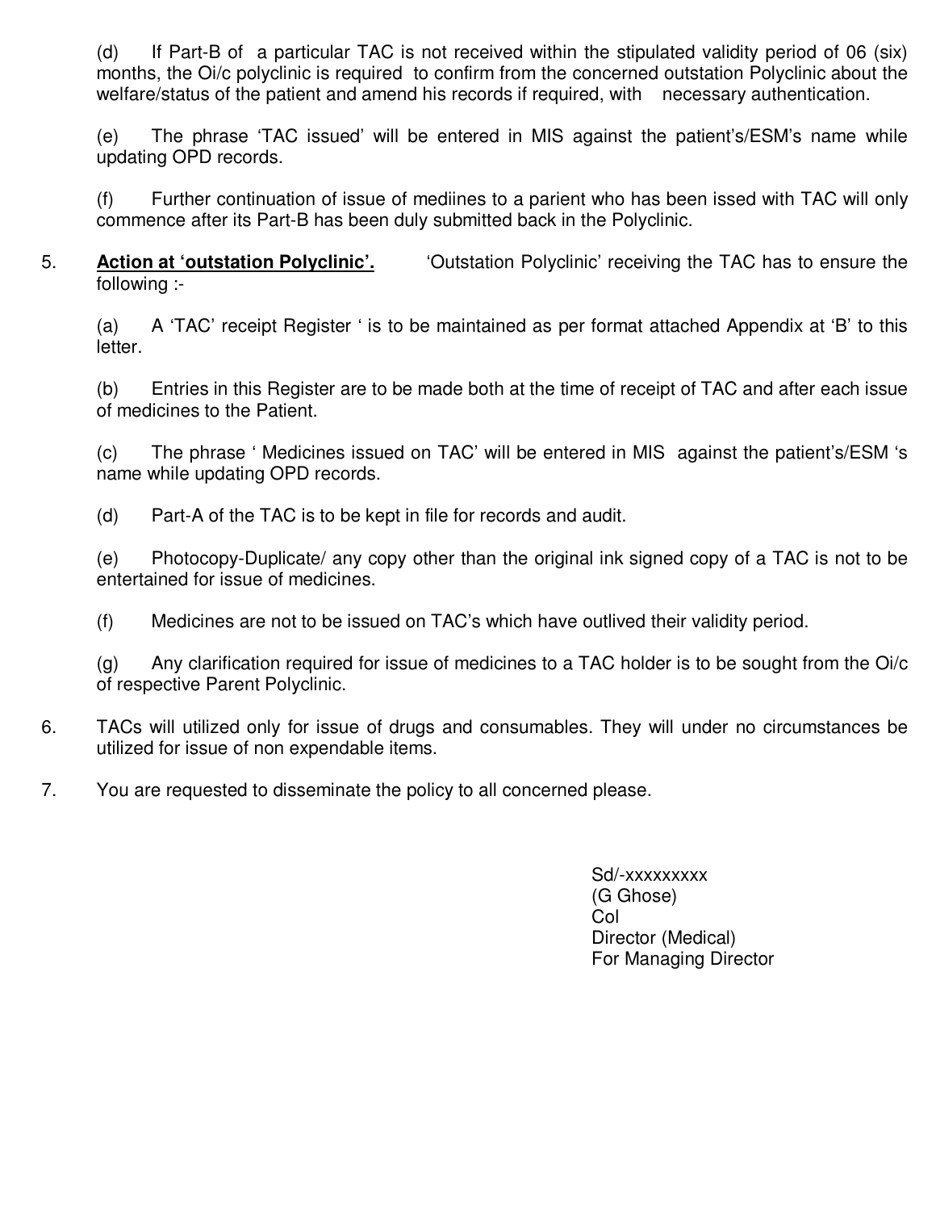(d) If Part-B of a particular TAC is not received within the stipulated validity period of 06 (six) months, the Oi/c polyclinic is required to confirm from the concerned outstation Polyclinic about the welfare/status of the patient and amend his records if required, with necessary authentication.

(e) The phrase 'TAC issued' will be entered in MIS against the patient's/ESM's name while updating OPD records.

(f) Further continuation of issue of mediines to a parient who has been issed with TAC will only commence after its Part-B has been duly submitted back in the Polyclinic.

5. **Action at 'outstation Polyclinic'.** 'Outstation Polyclinic' receiving the TAC has to ensure the following :-

(a) A 'TAC' receipt Register ' is to be maintained as per format attached Appendix at 'B' to this letter.

(b) Entries in this Register are to be made both at the time of receipt of TAC and after each issue of medicines to the Patient.

(c) The phrase ' Medicines issued on TAC' will be entered in MIS against the patient's/ESM 's name while updating OPD records.

(d) Part-A of the TAC is to be kept in file for records and audit.

(e) Photocopy-Duplicate/ any copy other than the original ink signed copy of a TAC is not to be entertained for issue of medicines.

(f) Medicines are not to be issued on TAC's which have outlived their validity period.

(g) Any clarification required for issue of medicines to a TAC holder is to be sought from the Oi/c of respective Parent Polyclinic.

6. TACs will utilized only for issue of drugs and consumables. They will under no circumstances be utilized for issue of non expendable items.

7. You are requested to disseminate the policy to all concerned please.

Sd/-xxxxxxxxx
(G Ghose)
Col
Director (Medical)
For Managing Director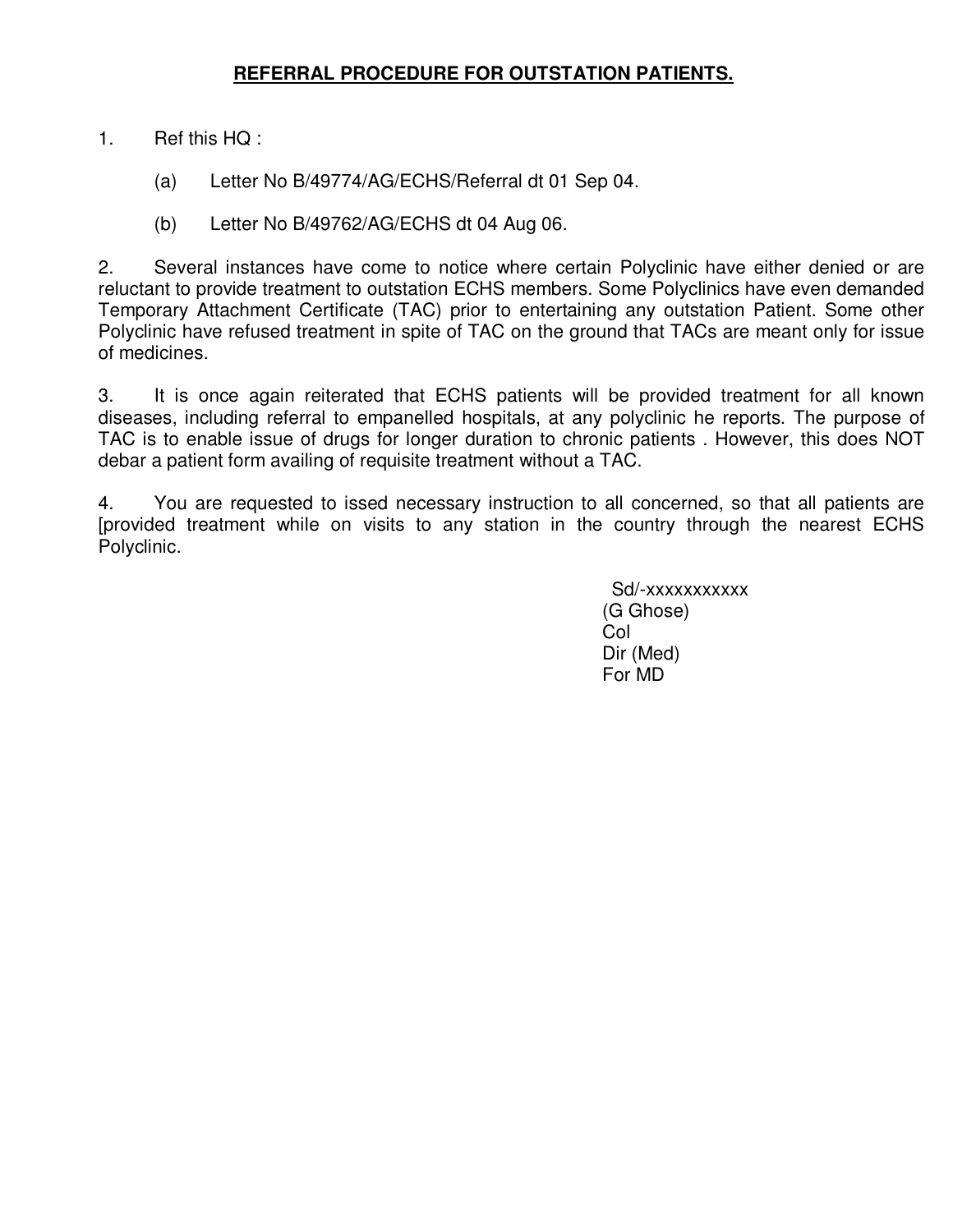# **REFERRAL PROCEDURE FOR OUTSTATION PATIENTS.**

1. Ref this HQ :

   (a) Letter No B/49774/AG/ECHS/Referral dt 01 Sep 04.

   (b) Letter No B/49762/AG/ECHS dt 04 Aug 06.

2. Several instances have come to notice where certain Polyclinic have either denied or are reluctant to provide treatment to outstation ECHS members. Some Polyclinics have even demanded Temporary Attachment Certificate (TAC) prior to entertaining any outstation Patient. Some other Polyclinic have refused treatment in spite of TAC on the ground that TACs are meant only for issue of medicines.

3. It is once again reiterated that ECHS patients will be provided treatment for all known diseases, including referral to empanelled hospitals, at any polyclinic he reports. The purpose of TAC is to enable issue of drugs for longer duration to chronic patients . However, this does NOT debar a patient form availing of requisite treatment without a TAC.

4. You are requested to issed necessary instruction to all concerned, so that all patients are [provided treatment while on visits to any station in the country through the nearest ECHS Polyclinic.

Sd/-xxxxxxxxxxx
(G Ghose)
Col
Dir (Med)
For MD